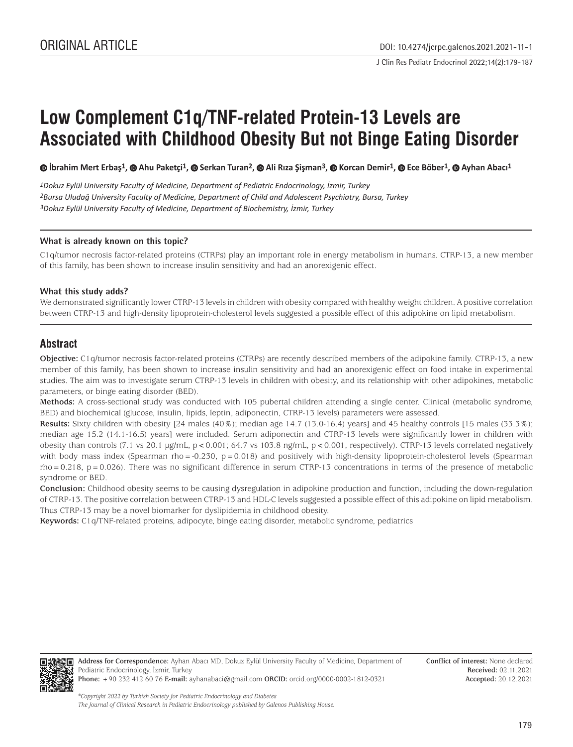ORIGINAL ARTICLE

DOI: 10.4274/jcrpe.galenos.2021.2021-11-1

# Low Complement C1q/TNF-related Protein-13 Levels are Associated with Childhood Obesity But not Binge Eating Disorder

İbrahim Mert Erbaş[1], Ahu Paketçi[1], Serkan Turan[2], Ali Rıza Şişman[3], Korcan Demir[1], Ece Böber[1], Ayhan Abacı[1]

[1]Dokuz Eylül University Faculty of Medicine, Department of Pediatric Endocrinology, İzmir, Turkey
[2]Bursa Uludağ University Faculty of Medicine, Department of Child and Adolescent Psychiatry, Bursa, Turkey
[3]Dokuz Eylül University Faculty of Medicine, Department of Biochemistry, İzmir, Turkey

### What is already known on this topic?

C1q/tumor necrosis factor-related proteins (CTRPs) play an important role in energy metabolism in humans. CTRP-13, a new member of this family, has been shown to increase insulin sensitivity and had an anorexigenic effect.

### What this study adds?

We demonstrated significantly lower CTRP-13 levels in children with obesity compared with healthy weight children. A positive correlation between CTRP-13 and high-density lipoprotein-cholesterol levels suggested a possible effect of this adipokine on lipid metabolism.

## Abstract

**Objective:** C1q/tumor necrosis factor-related proteins (CTRPs) are recently described members of the adipokine family. CTRP-13, a new member of this family, has been shown to increase insulin sensitivity and had an anorexigenic effect on food intake in experimental studies. The aim was to investigate serum CTRP-13 levels in children with obesity, and its relationship with other adipokines, metabolic parameters, or binge eating disorder (BED).

**Methods:** A cross-sectional study was conducted with 105 pubertal children attending a single center. Clinical (metabolic syndrome, BED) and biochemical (glucose, insulin, lipids, leptin, adiponectin, CTRP-13 levels) parameters were assessed.

**Results:** Sixty children with obesity [24 males (40%); median age 14.7 (13.0-16.4) years] and 45 healthy controls [15 males (33.3%); median age 15.2 (14.1-16.5) years] were included. Serum adiponectin and CTRP-13 levels were significantly lower in children with obesity than controls (7.1 vs 20.1 μg/mL, $p < 0.001$; 64.7 vs 103.8 ng/mL, $p < 0.001$, respectively). CTRP-13 levels correlated negatively with body mass index (Spearman rho = -0.230, $p = 0.018$) and positively with high-density lipoprotein-cholesterol levels (Spearman rho = 0.218, $p = 0.026$). There was no significant difference in serum CTRP-13 concentrations in terms of the presence of metabolic syndrome or BED.

**Conclusion:** Childhood obesity seems to be causing dysregulation in adipokine production and function, including the down-regulation of CTRP-13. The positive correlation between CTRP-13 and HDL-C levels suggested a possible effect of this adipokine on lipid metabolism. Thus CTRP-13 may be a novel biomarker for dyslipidemia in childhood obesity.

**Keywords:** C1q/TNF-related proteins, adipocyte, binge eating disorder, metabolic syndrome, pediatrics

**Address for Correspondence:** Ayhan Abacı MD, Dokuz Eylül University Faculty of Medicine, Department of Pediatric Endocrinology, İzmir, Turkey
**Phone:** +90 232 412 60 76 **E-mail:** ayhanabaci@gmail.com **ORCID:** orcid.org/0000-0002-1812-0321

**Conflict of interest:** None declared
**Received:** 02.11.2021
**Accepted:** 20.12.2021

*©Copyright 2022 by Turkish Society for Pediatric Endocrinology and Diabetes*
*The Journal of Clinical Research in Pediatric Endocrinology published by Galenos Publishing House.*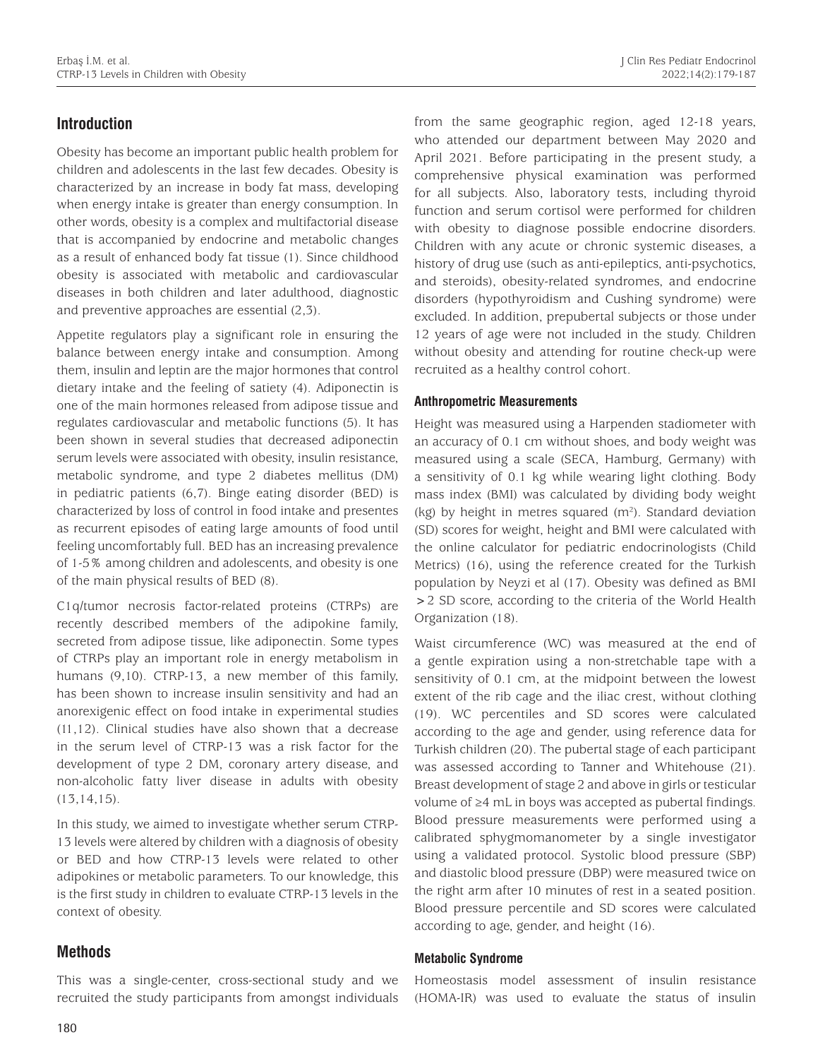## Introduction

Obesity has become an important public health problem for children and adolescents in the last few decades. Obesity is characterized by an increase in body fat mass, developing when energy intake is greater than energy consumption. In other words, obesity is a complex and multifactorial disease that is accompanied by endocrine and metabolic changes as a result of enhanced body fat tissue (1). Since childhood obesity is associated with metabolic and cardiovascular diseases in both children and later adulthood, diagnostic and preventive approaches are essential (2,3).

Appetite regulators play a significant role in ensuring the balance between energy intake and consumption. Among them, insulin and leptin are the major hormones that control dietary intake and the feeling of satiety (4). Adiponectin is one of the main hormones released from adipose tissue and regulates cardiovascular and metabolic functions (5). It has been shown in several studies that decreased adiponectin serum levels were associated with obesity, insulin resistance, metabolic syndrome, and type 2 diabetes mellitus (DM) in pediatric patients (6,7). Binge eating disorder (BED) is characterized by loss of control in food intake and presentes as recurrent episodes of eating large amounts of food until feeling uncomfortably full. BED has an increasing prevalence of 1-5% among children and adolescents, and obesity is one of the main physical results of BED (8).

C1q/tumor necrosis factor-related proteins (CTRPs) are recently described members of the adipokine family, secreted from adipose tissue, like adiponectin. Some types of CTRPs play an important role in energy metabolism in humans (9,10). CTRP-13, a new member of this family, has been shown to increase insulin sensitivity and had an anorexigenic effect on food intake in experimental studies (11,12). Clinical studies have also shown that a decrease in the serum level of CTRP-13 was a risk factor for the development of type 2 DM, coronary artery disease, and non-alcoholic fatty liver disease in adults with obesity (13,14,15).

In this study, we aimed to investigate whether serum CTRP-13 levels were altered by children with a diagnosis of obesity or BED and how CTRP-13 levels were related to other adipokines or metabolic parameters. To our knowledge, this is the first study in children to evaluate CTRP-13 levels in the context of obesity.

## Methods

This was a single-center, cross-sectional study and we recruited the study participants from amongst individuals from the same geographic region, aged 12-18 years, who attended our department between May 2020 and April 2021. Before participating in the present study, a comprehensive physical examination was performed for all subjects. Also, laboratory tests, including thyroid function and serum cortisol were performed for children with obesity to diagnose possible endocrine disorders. Children with any acute or chronic systemic diseases, a history of drug use (such as anti-epileptics, anti-psychotics, and steroids), obesity-related syndromes, and endocrine disorders (hypothyroidism and Cushing syndrome) were excluded. In addition, prepubertal subjects or those under 12 years of age were not included in the study. Children without obesity and attending for routine check-up were recruited as a healthy control cohort.

### Anthropometric Measurements

Height was measured using a Harpenden stadiometer with an accuracy of 0.1 cm without shoes, and body weight was measured using a scale (SECA, Hamburg, Germany) with a sensitivity of 0.1 kg while wearing light clothing. Body mass index (BMI) was calculated by dividing body weight (kg) by height in metres squared ($m^2$). Standard deviation (SD) scores for weight, height and BMI were calculated with the online calculator for pediatric endocrinologists (Child Metrics) (16), using the reference created for the Turkish population by Neyzi et al (17). Obesity was defined as BMI >2 SD score, according to the criteria of the World Health Organization (18).

Waist circumference (WC) was measured at the end of a gentle expiration using a non-stretchable tape with a sensitivity of 0.1 cm, at the midpoint between the lowest extent of the rib cage and the iliac crest, without clothing (19). WC percentiles and SD scores were calculated according to the age and gender, using reference data for Turkish children (20). The pubertal stage of each participant was assessed according to Tanner and Whitehouse (21). Breast development of stage 2 and above in girls or testicular volume of ≥4 mL in boys was accepted as pubertal findings. Blood pressure measurements were performed using a calibrated sphygmomanometer by a single investigator using a validated protocol. Systolic blood pressure (SBP) and diastolic blood pressure (DBP) were measured twice on the right arm after 10 minutes of rest in a seated position. Blood pressure percentile and SD scores were calculated according to age, gender, and height (16).

### Metabolic Syndrome

Homeostasis model assessment of insulin resistance (HOMA-IR) was used to evaluate the status of insulin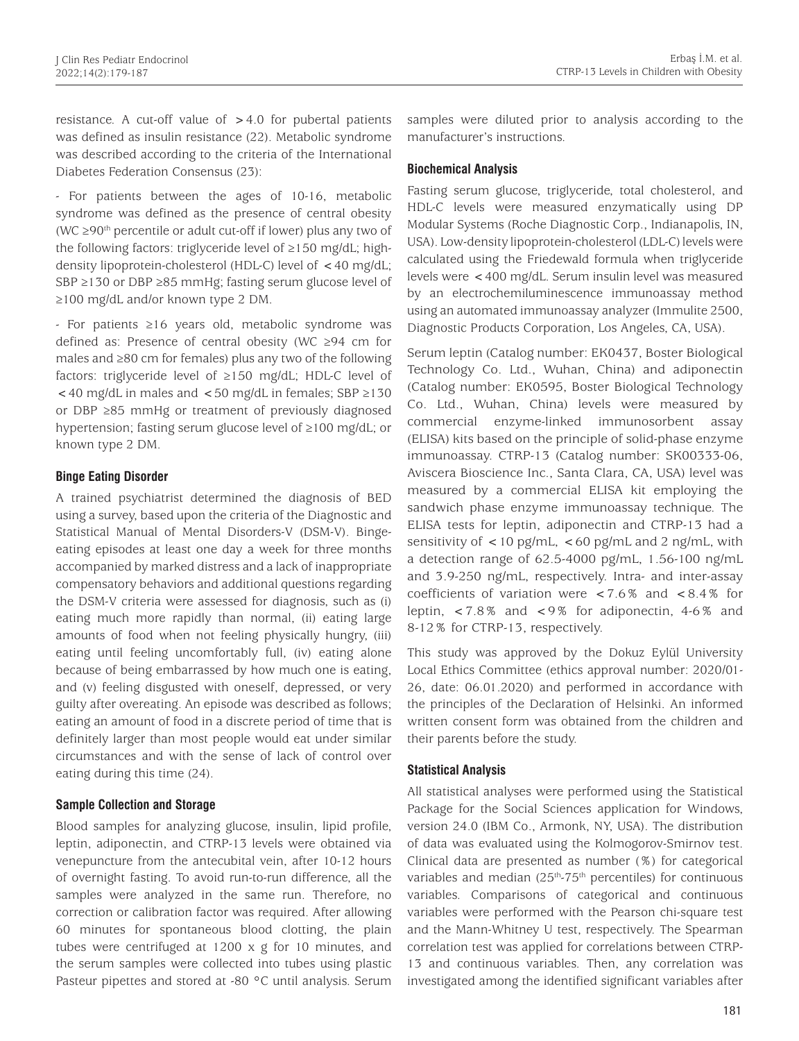resistance. A cut-off value of >4.0 for pubertal patients was defined as insulin resistance (22). Metabolic syndrome was described according to the criteria of the International Diabetes Federation Consensus (23):

- For patients between the ages of 10-16, metabolic syndrome was defined as the presence of central obesity (WC ≥90$^{th}$ percentile or adult cut-off if lower) plus any two of the following factors: triglyceride level of ≥150 mg/dL; high-density lipoprotein-cholesterol (HDL-C) level of <40 mg/dL; SBP ≥130 or DBP ≥85 mmHg; fasting serum glucose level of ≥100 mg/dL and/or known type 2 DM.

- For patients ≥16 years old, metabolic syndrome was defined as: Presence of central obesity (WC ≥94 cm for males and ≥80 cm for females) plus any two of the following factors: triglyceride level of ≥150 mg/dL; HDL-C level of <40 mg/dL in males and <50 mg/dL in females; SBP ≥130 or DBP ≥85 mmHg or treatment of previously diagnosed hypertension; fasting serum glucose level of ≥100 mg/dL; or known type 2 DM.

### Binge Eating Disorder

A trained psychiatrist determined the diagnosis of BED using a survey, based upon the criteria of the Diagnostic and Statistical Manual of Mental Disorders-V (DSM-V). Binge-eating episodes at least one day a week for three months accompanied by marked distress and a lack of inappropriate compensatory behaviors and additional questions regarding the DSM-V criteria were assessed for diagnosis, such as (i) eating much more rapidly than normal, (ii) eating large amounts of food when not feeling physically hungry, (iii) eating until feeling uncomfortably full, (iv) eating alone because of being embarrassed by how much one is eating, and (v) feeling disgusted with oneself, depressed, or very guilty after overeating. An episode was described as follows; eating an amount of food in a discrete period of time that is definitely larger than most people would eat under similar circumstances and with the sense of lack of control over eating during this time (24).

### Sample Collection and Storage

Blood samples for analyzing glucose, insulin, lipid profile, leptin, adiponectin, and CTRP-13 levels were obtained via venepuncture from the antecubital vein, after 10-12 hours of overnight fasting. To avoid run-to-run difference, all the samples were analyzed in the same run. Therefore, no correction or calibration factor was required. After allowing 60 minutes for spontaneous blood clotting, the plain tubes were centrifuged at 1200 x g for 10 minutes, and the serum samples were collected into tubes using plastic Pasteur pipettes and stored at -80 °C until analysis. Serum samples were diluted prior to analysis according to the manufacturer's instructions.

### Biochemical Analysis

Fasting serum glucose, triglyceride, total cholesterol, and HDL-C levels were measured enzymatically using DP Modular Systems (Roche Diagnostic Corp., Indianapolis, IN, USA). Low-density lipoprotein-cholesterol (LDL-C) levels were calculated using the Friedewald formula when triglyceride levels were <400 mg/dL. Serum insulin level was measured by an electrochemiluminescence immunoassay method using an automated immunoassay analyzer (Immulite 2500, Diagnostic Products Corporation, Los Angeles, CA, USA).

Serum leptin (Catalog number: EK0437, Boster Biological Technology Co. Ltd., Wuhan, China) and adiponectin (Catalog number: EK0595, Boster Biological Technology Co. Ltd., Wuhan, China) levels were measured by commercial enzyme-linked immunosorbent assay (ELISA) kits based on the principle of solid-phase enzyme immunoassay. CTRP-13 (Catalog number: SK00333-06, Aviscera Bioscience Inc., Santa Clara, CA, USA) level was measured by a commercial ELISA kit employing the sandwich phase enzyme immunoassay technique. The ELISA tests for leptin, adiponectin and CTRP-13 had a sensitivity of <10 pg/mL, <60 pg/mL and 2 ng/mL, with a detection range of 62.5-4000 pg/mL, 1.56-100 ng/mL and 3.9-250 ng/mL, respectively. Intra- and inter-assay coefficients of variation were <7.6% and <8.4% for leptin, <7.8% and <9% for adiponectin, 4-6% and 8-12% for CTRP-13, respectively.

This study was approved by the Dokuz Eylül University Local Ethics Committee (ethics approval number: 2020/01-26, date: 06.01.2020) and performed in accordance with the principles of the Declaration of Helsinki. An informed written consent form was obtained from the children and their parents before the study.

### Statistical Analysis

All statistical analyses were performed using the Statistical Package for the Social Sciences application for Windows, version 24.0 (IBM Co., Armonk, NY, USA). The distribution of data was evaluated using the Kolmogorov-Smirnov test. Clinical data are presented as number (%) for categorical variables and median (25$^{th}$-75$^{th}$ percentiles) for continuous variables. Comparisons of categorical and continuous variables were performed with the Pearson chi-square test and the Mann-Whitney U test, respectively. The Spearman correlation test was applied for correlations between CTRP-13 and continuous variables. Then, any correlation was investigated among the identified significant variables after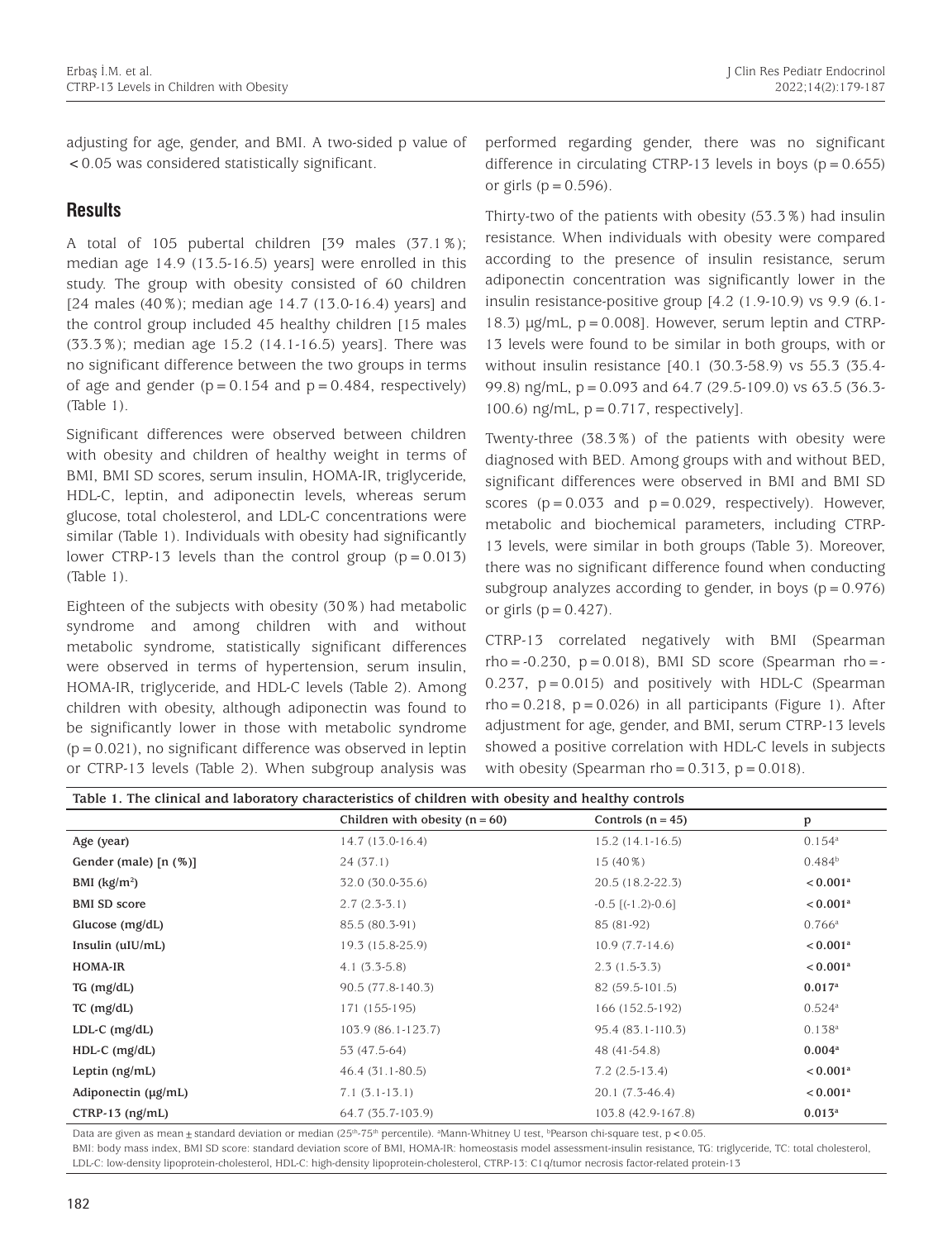adjusting for age, gender, and BMI. A two-sided p value of <0.05 was considered statistically significant.

## Results

A total of 105 pubertal children [39 males (37.1%); median age 14.9 (13.5-16.5) years] were enrolled in this study. The group with obesity consisted of 60 children [24 males (40%); median age 14.7 (13.0-16.4) years] and the control group included 45 healthy children [15 males (33.3%); median age 15.2 (14.1-16.5) years]. There was no significant difference between the two groups in terms of age and gender (p=0.154 and p=0.484, respectively) (Table 1).

Significant differences were observed between children with obesity and children of healthy weight in terms of BMI, BMI SD scores, serum insulin, HOMA-IR, triglyceride, HDL-C, leptin, and adiponectin levels, whereas serum glucose, total cholesterol, and LDL-C concentrations were similar (Table 1). Individuals with obesity had significantly lower CTRP-13 levels than the control group (p=0.013) (Table 1).

Eighteen of the subjects with obesity (30%) had metabolic syndrome and among children with and without metabolic syndrome, statistically significant differences were observed in terms of hypertension, serum insulin, HOMA-IR, triglyceride, and HDL-C levels (Table 2). Among children with obesity, although adiponectin was found to be significantly lower in those with metabolic syndrome (p=0.021), no significant difference was observed in leptin or CTRP-13 levels (Table 2). When subgroup analysis was performed regarding gender, there was no significant difference in circulating CTRP-13 levels in boys (p=0.655) or girls (p=0.596).

Thirty-two of the patients with obesity (53.3%) had insulin resistance. When individuals with obesity were compared according to the presence of insulin resistance, serum adiponectin concentration was significantly lower in the insulin resistance-positive group [4.2 (1.9-10.9) vs 9.9 (6.1-18.3) µg/mL, p=0.008]. However, serum leptin and CTRP-13 levels were found to be similar in both groups, with or without insulin resistance [40.1 (30.3-58.9) vs 55.3 (35.4-99.8) ng/mL, p=0.093 and 64.7 (29.5-109.0) vs 63.5 (36.3-100.6) ng/mL, p=0.717, respectively].

Twenty-three (38.3%) of the patients with obesity were diagnosed with BED. Among groups with and without BED, significant differences were observed in BMI and BMI SD scores (p=0.033 and p=0.029, respectively). However, metabolic and biochemical parameters, including CTRP-13 levels, were similar in both groups (Table 3). Moreover, there was no significant difference found when conducting subgroup analyzes according to gender, in boys (p=0.976) or girls (p=0.427).

CTRP-13 correlated negatively with BMI (Spearman rho=-0.230, p=0.018), BMI SD score (Spearman rho=-0.237, p=0.015) and positively with HDL-C (Spearman rho=0.218, p=0.026) in all participants (Figure 1). After adjustment for age, gender, and BMI, serum CTRP-13 levels showed a positive correlation with HDL-C levels in subjects with obesity (Spearman rho=0.313, p=0.018).

**Table 1. The clinical and laboratory characteristics of children with obesity and healthy controls**

| | Children with obesity (n=60) | Controls (n=45) | p |
|---|---|---|---|
| **Age (year)** | 14.7 (13.0-16.4) | 15.2 (14.1-16.5) | 0.154[a] |
| **Gender (male) [n (%)]** | 24 (37.1) | 15 (40%) | 0.484[b] |
| **BMI (kg/m²)** | 32.0 (30.0-35.6) | 20.5 (18.2-22.3) | **<0.001[a]** |
| **BMI SD score** | 2.7 (2.3-3.1) | -0.5 [(-1.2)-0.6] | **<0.001[a]** |
| **Glucose (mg/dL)** | 85.5 (80.3-91) | 85 (81-92) | 0.766[a] |
| **Insulin (uIU/mL)** | 19.3 (15.8-25.9) | 10.9 (7.7-14.6) | **<0.001[a]** |
| **HOMA-IR** | 4.1 (3.3-5.8) | 2.3 (1.5-3.3) | **<0.001[a]** |
| **TG (mg/dL)** | 90.5 (77.8-140.3) | 82 (59.5-101.5) | **0.017[a]** |
| **TC (mg/dL)** | 171 (155-195) | 166 (152.5-192) | 0.524[a] |
| **LDL-C (mg/dL)** | 103.9 (86.1-123.7) | 95.4 (83.1-110.3) | 0.138[a] |
| **HDL-C (mg/dL)** | 53 (47.5-64) | 48 (41-54.8) | **0.004[a]** |
| **Leptin (ng/mL)** | 46.4 (31.1-80.5) | 7.2 (2.5-13.4) | **<0.001[a]** |
| **Adiponectin (µg/mL)** | 7.1 (3.1-13.1) | 20.1 (7.3-46.4) | **<0.001[a]** |
| **CTRP-13 (ng/mL)** | 64.7 (35.7-103.9) | 103.8 (42.9-167.8) | **0.013[a]** |

Data are given as mean ± standard deviation or median (25th-75th percentile). [a]Mann-Whitney U test, [b]Pearson chi-square test, p<0.05.
BMI: body mass index, BMI SD score: standard deviation score of BMI, HOMA-IR: homeostasis model assessment-insulin resistance, TG: triglyceride, TC: total cholesterol, LDL-C: low-density lipoprotein-cholesterol, HDL-C: high-density lipoprotein-cholesterol, CTRP-13: C1q/tumor necrosis factor-related protein-13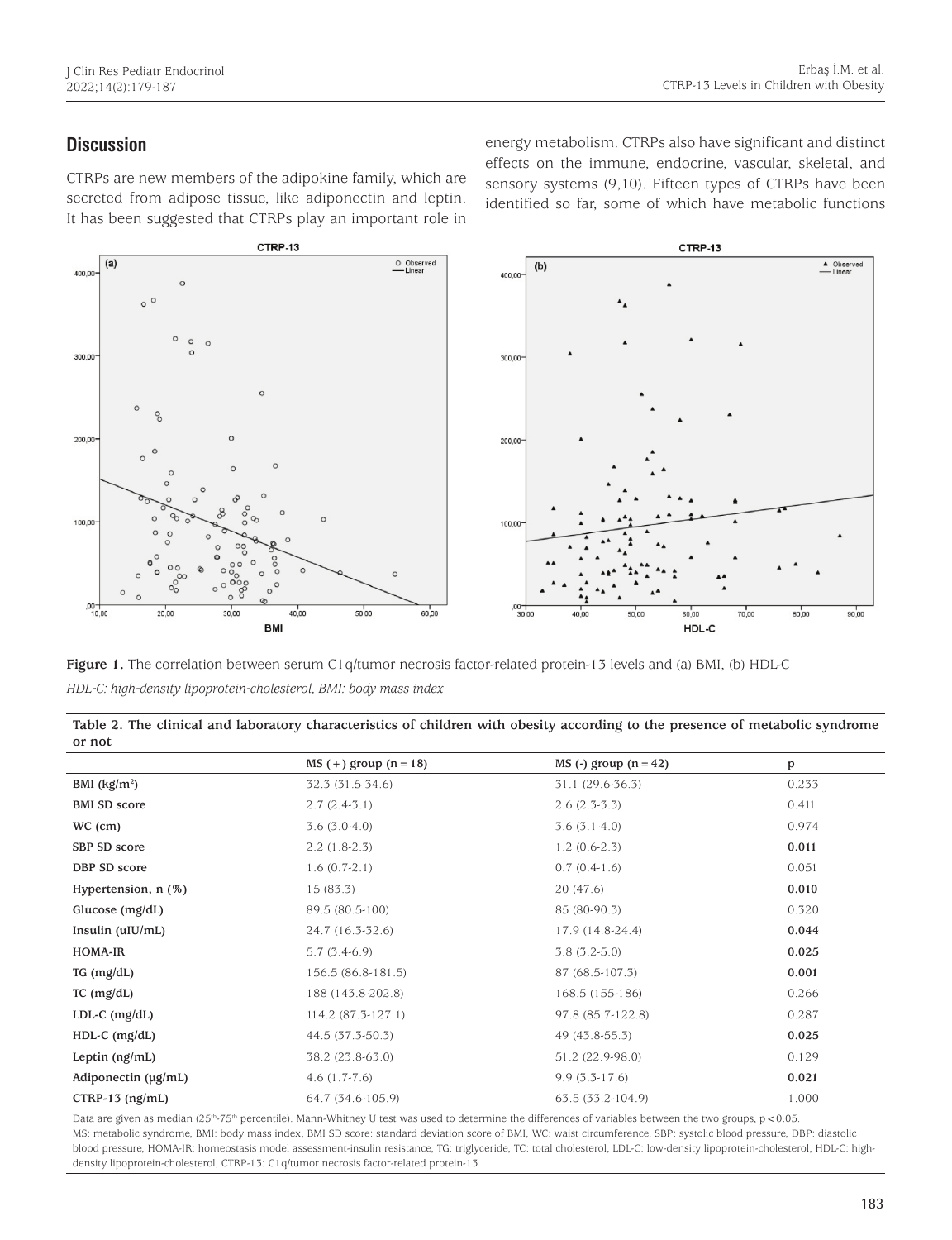## Discussion

CTRPs are new members of the adipokine family, which are secreted from adipose tissue, like adiponectin and leptin. It has been suggested that CTRPs play an important role in energy metabolism. CTRPs also have significant and distinct effects on the immune, endocrine, vascular, skeletal, and sensory systems (9,10). Fifteen types of CTRPs have been identified so far, some of which have metabolic functions

**Figure 1.** The correlation between serum C1q/tumor necrosis factor-related protein-13 levels and (a) BMI, (b) HDL-C

*HDL-C: high-density lipoprotein-cholesterol, BMI: body mass index*

**Table 2. The clinical and laboratory characteristics of children with obesity according to the presence of metabolic syndrome or not**

| | MS (+) group (n = 18) | MS (-) group (n = 42) | p |
|---|---|---|---|
| BMI (kg/m²) | 32.3 (31.5-34.6) | 31.1 (29.6-36.3) | 0.233 |
| BMI SD score | 2.7 (2.4-3.1) | 2.6 (2.3-3.3) | 0.411 |
| WC (cm) | 3.6 (3.0-4.0) | 3.6 (3.1-4.0) | 0.974 |
| SBP SD score | 2.2 (1.8-2.3) | 1.2 (0.6-2.3) | **0.011** |
| DBP SD score | 1.6 (0.7-2.1) | 0.7 (0.4-1.6) | 0.051 |
| Hypertension, n (%) | 15 (83.3) | 20 (47.6) | **0.010** |
| Glucose (mg/dL) | 89.5 (80.5-100) | 85 (80-90.3) | 0.320 |
| Insulin (uIU/mL) | 24.7 (16.3-32.6) | 17.9 (14.8-24.4) | **0.044** |
| HOMA-IR | 5.7 (3.4-6.9) | 3.8 (3.2-5.0) | **0.025** |
| TG (mg/dL) | 156.5 (86.8-181.5) | 87 (68.5-107.3) | **0.001** |
| TC (mg/dL) | 188 (143.8-202.8) | 168.5 (155-186) | 0.266 |
| LDL-C (mg/dL) | 114.2 (87.3-127.1) | 97.8 (85.7-122.8) | 0.287 |
| HDL-C (mg/dL) | 44.5 (37.3-50.3) | 49 (43.8-55.3) | **0.025** |
| Leptin (ng/mL) | 38.2 (23.8-63.0) | 51.2 (22.9-98.0) | 0.129 |
| Adiponectin (µg/mL) | 4.6 (1.7-7.6) | 9.9 (3.3-17.6) | **0.021** |
| CTRP-13 (ng/mL) | 64.7 (34.6-105.9) | 63.5 (33.2-104.9) | 1.000 |

Data are given as median (25th-75th percentile). Mann-Whitney U test was used to determine the differences of variables between the two groups, $p < 0.05$.
MS: metabolic syndrome, BMI: body mass index, BMI SD score: standard deviation score of BMI, WC: waist circumference, SBP: systolic blood pressure, DBP: diastolic blood pressure, HOMA-IR: homeostasis model assessment-insulin resistance, TG: triglyceride, TC: total cholesterol, LDL-C: low-density lipoprotein-cholesterol, HDL-C: high-density lipoprotein-cholesterol, CTRP-13: C1q/tumor necrosis factor-related protein-13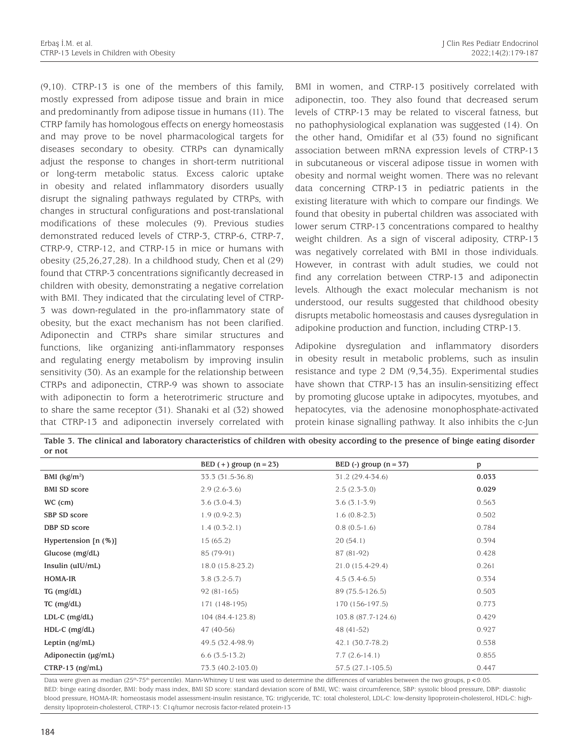(9,10). CTRP-13 is one of the members of this family, mostly expressed from adipose tissue and brain in mice and predominantly from adipose tissue in humans (11). The CTRP family has homologous effects on energy homeostasis and may prove to be novel pharmacological targets for diseases secondary to obesity. CTRPs can dynamically adjust the response to changes in short-term nutritional or long-term metabolic status. Excess caloric uptake in obesity and related inflammatory disorders usually disrupt the signaling pathways regulated by CTRPs, with changes in structural configurations and post-translational modifications of these molecules (9). Previous studies demonstrated reduced levels of CTRP-3, CTRP-6, CTRP-7, CTRP-9, CTRP-12, and CTRP-15 in mice or humans with obesity (25,26,27,28). In a childhood study, Chen et al (29) found that CTRP-3 concentrations significantly decreased in children with obesity, demonstrating a negative correlation with BMI. They indicated that the circulating level of CTRP-3 was down-regulated in the pro-inflammatory state of obesity, but the exact mechanism has not been clarified. Adiponectin and CTRPs share similar structures and functions, like organizing anti-inflammatory responses and regulating energy metabolism by improving insulin sensitivity (30). As an example for the relationship between CTRPs and adiponectin, CTRP-9 was shown to associate with adiponectin to form a heterotrimeric structure and to share the same receptor (31). Shanaki et al (32) showed that CTRP-13 and adiponectin inversely correlated with BMI in women, and CTRP-13 positively correlated with adiponectin, too. They also found that decreased serum levels of CTRP-13 may be related to visceral fatness, but no pathophysiological explanation was suggested (14). On the other hand, Omidifar et al (33) found no significant association between mRNA expression levels of CTRP-13 in subcutaneous or visceral adipose tissue in women with obesity and normal weight women. There was no relevant data concerning CTRP-13 in pediatric patients in the existing literature with which to compare our findings. We found that obesity in pubertal children was associated with lower serum CTRP-13 concentrations compared to healthy weight children. As a sign of visceral adiposity, CTRP-13 was negatively correlated with BMI in those individuals. However, in contrast with adult studies, we could not find any correlation between CTRP-13 and adiponectin levels. Although the exact molecular mechanism is not understood, our results suggested that childhood obesity disrupts metabolic homeostasis and causes dysregulation in adipokine production and function, including CTRP-13.

Adipokine dysregulation and inflammatory disorders in obesity result in metabolic problems, such as insulin resistance and type 2 DM (9,34,35). Experimental studies have shown that CTRP-13 has an insulin-sensitizing effect by promoting glucose uptake in adipocytes, myotubes, and hepatocytes, via the adenosine monophosphate-activated protein kinase signalling pathway. It also inhibits the c-Jun

**Table 3. The clinical and laboratory characteristics of children with obesity according to the presence of binge eating disorder or not**

| | BED (+) group (n = 23) | BED (-) group (n = 37) | p |
|---|---|---|---|
| BMI (kg/m$^2$) | 33.3 (31.5-36.8) | 31.2 (29.4-34.6) | **0.033** |
| BMI SD score | 2.9 (2.6-3.6) | 2.5 (2.3-3.0) | **0.029** |
| WC (cm) | 3.6 (3.0-4.3) | 3.6 (3.1-3.9) | 0.563 |
| SBP SD score | 1.9 (0.9-2.3) | 1.6 (0.8-2.3) | 0.502 |
| DBP SD score | 1.4 (0.3-2.1) | 0.8 (0.5-1.6) | 0.784 |
| Hypertension [n (%)] | 15 (65.2) | 20 (54.1) | 0.394 |
| Glucose (mg/dL) | 85 (79-91) | 87 (81-92) | 0.428 |
| Insulin (uIU/mL) | 18.0 (15.8-23.2) | 21.0 (15.4-29.4) | 0.261 |
| HOMA-IR | 3.8 (3.2-5.7) | 4.5 (3.4-6.5) | 0.334 |
| TG (mg/dL) | 92 (81-165) | 89 (75.5-126.5) | 0.503 |
| TC (mg/dL) | 171 (148-195) | 170 (156-197.5) | 0.773 |
| LDL-C (mg/dL) | 104 (84.4-123.8) | 103.8 (87.7-124.6) | 0.429 |
| HDL-C (mg/dL) | 47 (40-56) | 48 (41-52) | 0.927 |
| Leptin (ng/mL) | 49.5 (32.4-98.9) | 42.1 (30.7-78.2) | 0.538 |
| Adiponectin (µg/mL) | 6.6 (3.5-13.2) | 7.7 (2.6-14.1) | 0.855 |
| CTRP-13 (ng/mL) | 73.3 (40.2-103.0) | 57.5 (27.1-105.5) | 0.447 |

Data were given as median (25$^{th}$-75$^{th}$ percentile). Mann-Whitney U test was used to determine the differences of variables between the two groups, $p < 0.05$.
BED: binge eating disorder, BMI: body mass index, BMI SD score: standard deviation score of BMI, WC: waist circumference, SBP: systolic blood pressure, DBP: diastolic blood pressure, HOMA-IR: homeostasis model assessment-insulin resistance, TG: triglyceride, TC: total cholesterol, LDL-C: low-density lipoprotein-cholesterol, HDL-C: high-density lipoprotein-cholesterol, CTRP-13: C1q/tumor necrosis factor-related protein-13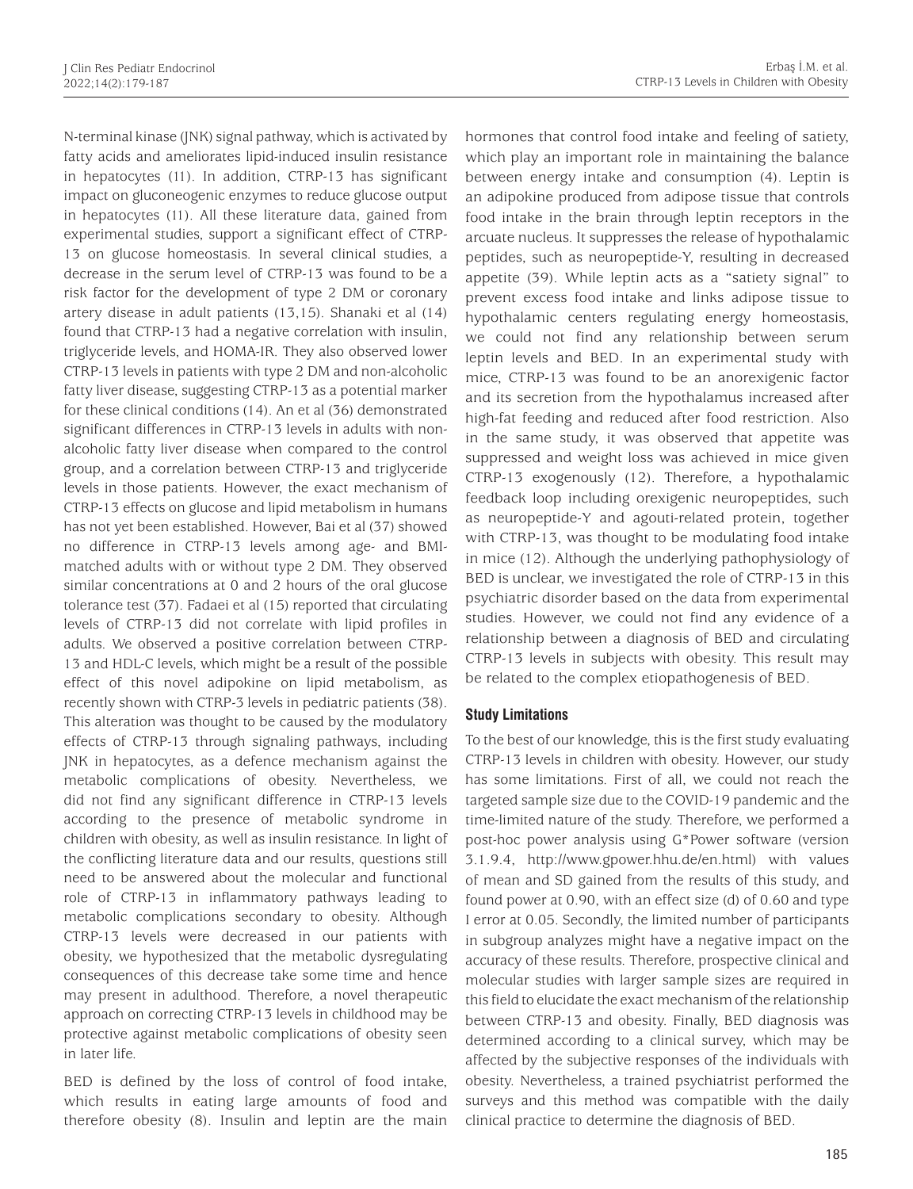N-terminal kinase (JNK) signal pathway, which is activated by fatty acids and ameliorates lipid-induced insulin resistance in hepatocytes (11). In addition, CTRP-13 has significant impact on gluconeogenic enzymes to reduce glucose output in hepatocytes (11). All these literature data, gained from experimental studies, support a significant effect of CTRP-13 on glucose homeostasis. In several clinical studies, a decrease in the serum level of CTRP-13 was found to be a risk factor for the development of type 2 DM or coronary artery disease in adult patients (13,15). Shanaki et al (14) found that CTRP-13 had a negative correlation with insulin, triglyceride levels, and HOMA-IR. They also observed lower CTRP-13 levels in patients with type 2 DM and non-alcoholic fatty liver disease, suggesting CTRP-13 as a potential marker for these clinical conditions (14). An et al (36) demonstrated significant differences in CTRP-13 levels in adults with non-alcoholic fatty liver disease when compared to the control group, and a correlation between CTRP-13 and triglyceride levels in those patients. However, the exact mechanism of CTRP-13 effects on glucose and lipid metabolism in humans has not yet been established. However, Bai et al (37) showed no difference in CTRP-13 levels among age- and BMI-matched adults with or without type 2 DM. They observed similar concentrations at 0 and 2 hours of the oral glucose tolerance test (37). Fadaei et al (15) reported that circulating levels of CTRP-13 did not correlate with lipid profiles in adults. We observed a positive correlation between CTRP-13 and HDL-C levels, which might be a result of the possible effect of this novel adipokine on lipid metabolism, as recently shown with CTRP-3 levels in pediatric patients (38). This alteration was thought to be caused by the modulatory effects of CTRP-13 through signaling pathways, including JNK in hepatocytes, as a defence mechanism against the metabolic complications of obesity. Nevertheless, we did not find any significant difference in CTRP-13 levels according to the presence of metabolic syndrome in children with obesity, as well as insulin resistance. In light of the conflicting literature data and our results, questions still need to be answered about the molecular and functional role of CTRP-13 in inflammatory pathways leading to metabolic complications secondary to obesity. Although CTRP-13 levels were decreased in our patients with obesity, we hypothesized that the metabolic dysregulating consequences of this decrease take some time and hence may present in adulthood. Therefore, a novel therapeutic approach on correcting CTRP-13 levels in childhood may be protective against metabolic complications of obesity seen in later life.

BED is defined by the loss of control of food intake, which results in eating large amounts of food and therefore obesity (8). Insulin and leptin are the main hormones that control food intake and feeling of satiety, which play an important role in maintaining the balance between energy intake and consumption (4). Leptin is an adipokine produced from adipose tissue that controls food intake in the brain through leptin receptors in the arcuate nucleus. It suppresses the release of hypothalamic peptides, such as neuropeptide-Y, resulting in decreased appetite (39). While leptin acts as a "satiety signal" to prevent excess food intake and links adipose tissue to hypothalamic centers regulating energy homeostasis, we could not find any relationship between serum leptin levels and BED. In an experimental study with mice, CTRP-13 was found to be an anorexigenic factor and its secretion from the hypothalamus increased after high-fat feeding and reduced after food restriction. Also in the same study, it was observed that appetite was suppressed and weight loss was achieved in mice given CTRP-13 exogenously (12). Therefore, a hypothalamic feedback loop including orexigenic neuropeptides, such as neuropeptide-Y and agouti-related protein, together with CTRP-13, was thought to be modulating food intake in mice (12). Although the underlying pathophysiology of BED is unclear, we investigated the role of CTRP-13 in this psychiatric disorder based on the data from experimental studies. However, we could not find any evidence of a relationship between a diagnosis of BED and circulating CTRP-13 levels in subjects with obesity. This result may be related to the complex etiopathogenesis of BED.

### Study Limitations

To the best of our knowledge, this is the first study evaluating CTRP-13 levels in children with obesity. However, our study has some limitations. First of all, we could not reach the targeted sample size due to the COVID-19 pandemic and the time-limited nature of the study. Therefore, we performed a post-hoc power analysis using G*Power software (version 3.1.9.4, http://www.gpower.hhu.de/en.html) with values of mean and SD gained from the results of this study, and found power at 0.90, with an effect size (d) of 0.60 and type I error at 0.05. Secondly, the limited number of participants in subgroup analyzes might have a negative impact on the accuracy of these results. Therefore, prospective clinical and molecular studies with larger sample sizes are required in this field to elucidate the exact mechanism of the relationship between CTRP-13 and obesity. Finally, BED diagnosis was determined according to a clinical survey, which may be affected by the subjective responses of the individuals with obesity. Nevertheless, a trained psychiatrist performed the surveys and this method was compatible with the daily clinical practice to determine the diagnosis of BED.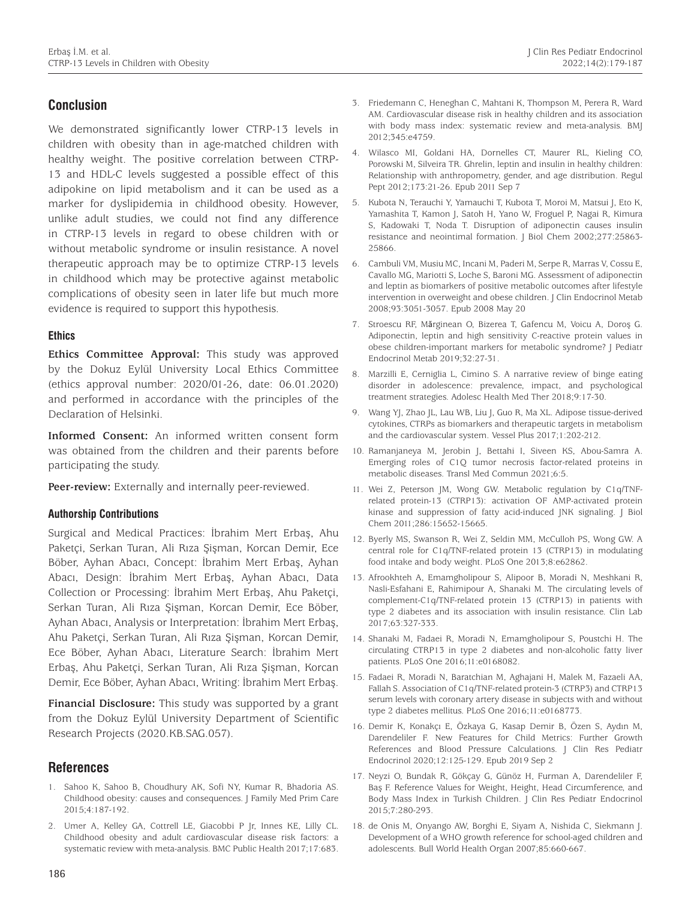## Conclusion

We demonstrated significantly lower CTRP-13 levels in children with obesity than in age-matched children with healthy weight. The positive correlation between CTRP-13 and HDL-C levels suggested a possible effect of this adipokine on lipid metabolism and it can be used as a marker for dyslipidemia in childhood obesity. However, unlike adult studies, we could not find any difference in CTRP-13 levels in regard to obese children with or without metabolic syndrome or insulin resistance. A novel therapeutic approach may be to optimize CTRP-13 levels in childhood which may be protective against metabolic complications of obesity seen in later life but much more evidence is required to support this hypothesis.

### Ethics

**Ethics Committee Approval:** This study was approved by the Dokuz Eylül University Local Ethics Committee (ethics approval number: 2020/01-26, date: 06.01.2020) and performed in accordance with the principles of the Declaration of Helsinki.

**Informed Consent:** An informed written consent form was obtained from the children and their parents before participating the study.

**Peer-review:** Externally and internally peer-reviewed.

### Authorship Contributions

Surgical and Medical Practices: İbrahim Mert Erbaş, Ahu Paketçi, Serkan Turan, Ali Rıza Şişman, Korcan Demir, Ece Böber, Ayhan Abacı, Concept: İbrahim Mert Erbaş, Ayhan Abacı, Design: İbrahim Mert Erbaş, Ayhan Abacı, Data Collection or Processing: İbrahim Mert Erbaş, Ahu Paketçi, Serkan Turan, Ali Rıza Şişman, Korcan Demir, Ece Böber, Ayhan Abacı, Analysis or Interpretation: İbrahim Mert Erbaş, Ahu Paketçi, Serkan Turan, Ali Rıza Şişman, Korcan Demir, Ece Böber, Ayhan Abacı, Literature Search: İbrahim Mert Erbaş, Ahu Paketçi, Serkan Turan, Ali Rıza Şişman, Korcan Demir, Ece Böber, Ayhan Abacı, Writing: İbrahim Mert Erbaş.

**Financial Disclosure:** This study was supported by a grant from the Dokuz Eylül University Department of Scientific Research Projects (2020.KB.SAG.057).

## References

1. Sahoo K, Sahoo B, Choudhury AK, Sofi NY, Kumar R, Bhadoria AS. Childhood obesity: causes and consequences. J Family Med Prim Care 2015;4:187-192.
2. Umer A, Kelley GA, Cottrell LE, Giacobbi P Jr, Innes KE, Lilly CL. Childhood obesity and adult cardiovascular disease risk factors: a systematic review with meta-analysis. BMC Public Health 2017;17:683.
3. Friedemann C, Heneghan C, Mahtani K, Thompson M, Perera R, Ward AM. Cardiovascular disease risk in healthy children and its association with body mass index: systematic review and meta-analysis. BMJ 2012;345:e4759.
4. Wilasco MI, Goldani HA, Dornelles CT, Maurer RL, Kieling CO, Porowski M, Silveira TR. Ghrelin, leptin and insulin in healthy children: Relationship with anthropometry, gender, and age distribution. Regul Pept 2012;173:21-26. Epub 2011 Sep 7
5. Kubota N, Terauchi Y, Yamauchi T, Kubota T, Moroi M, Matsui J, Eto K, Yamashita T, Kamon J, Satoh H, Yano W, Froguel P, Nagai R, Kimura S, Kadowaki T, Noda T. Disruption of adiponectin causes insulin resistance and neointimal formation. J Biol Chem 2002;277:25863-25866.
6. Cambuli VM, Musiu MC, Incani M, Paderi M, Serpe R, Marras V, Cossu E, Cavallo MG, Mariotti S, Loche S, Baroni MG. Assessment of adiponectin and leptin as biomarkers of positive metabolic outcomes after lifestyle intervention in overweight and obese children. J Clin Endocrinol Metab 2008;93:3051-3057. Epub 2008 May 20
7. Stroescu RF, Mărginean O, Bizerea T, Gafencu M, Voicu A, Doroş G. Adiponectin, leptin and high sensitivity C-reactive protein values in obese children-important markers for metabolic syndrome? J Pediatr Endocrinol Metab 2019;32:27-31.
8. Marzilli E, Cerniglia L, Cimino S. A narrative review of binge eating disorder in adolescence: prevalence, impact, and psychological treatment strategies. Adolesc Health Med Ther 2018;9:17-30.
9. Wang YJ, Zhao JL, Lau WB, Liu J, Guo R, Ma XL. Adipose tissue-derived cytokines, CTRPs as biomarkers and therapeutic targets in metabolism and the cardiovascular system. Vessel Plus 2017;1:202-212.
10. Ramanjaneya M, Jerobin J, Bettahi I, Siveen KS, Abou-Samra A. Emerging roles of C1Q tumor necrosis factor-related proteins in metabolic diseases. Transl Med Commun 2021;6:5.
11. Wei Z, Peterson JM, Wong GW. Metabolic regulation by C1q/TNF-related protein-13 (CTRP13): activation OF AMP-activated protein kinase and suppression of fatty acid-induced JNK signaling. J Biol Chem 2011;286:15652-15665.
12. Byerly MS, Swanson R, Wei Z, Seldin MM, McCulloh PS, Wong GW. A central role for C1q/TNF-related protein 13 (CTRP13) in modulating food intake and body weight. PLoS One 2013;8:e62862.
13. Afrookhteh A, Emamgholipour S, Alipoor B, Moradi N, Meshkani R, Nasli-Esfahani E, Rahimipour A, Shanaki M. The circulating levels of complement-C1q/TNF-related protein 13 (CTRP13) in patients with type 2 diabetes and its association with insulin resistance. Clin Lab 2017;63:327-333.
14. Shanaki M, Fadaei R, Moradi N, Emamgholipour S, Poustchi H. The circulating CTRP13 in type 2 diabetes and non-alcoholic fatty liver patients. PLoS One 2016;11:e0168082.
15. Fadaei R, Moradi N, Baratchian M, Aghajani H, Malek M, Fazaeli AA, Fallah S. Association of C1q/TNF-related protein-3 (CTRP3) and CTRP13 serum levels with coronary artery disease in subjects with and without type 2 diabetes mellitus. PLoS One 2016;11:e0168773.
16. Demir K, Konakçı E, Özkaya G, Kasap Demir B, Özen S, Aydın M, Darendeliler F. New Features for Child Metrics: Further Growth References and Blood Pressure Calculations. J Clin Res Pediatr Endocrinol 2020;12:125-129. Epub 2019 Sep 2
17. Neyzi O, Bundak R, Gökçay G, Günöz H, Furman A, Darendeliler F, Baş F. Reference Values for Weight, Height, Head Circumference, and Body Mass Index in Turkish Children. J Clin Res Pediatr Endocrinol 2015;7:280-293.
18. de Onis M, Onyango AW, Borghi E, Siyam A, Nishida C, Siekmann J. Development of a WHO growth reference for school-aged children and adolescents. Bull World Health Organ 2007;85:660-667.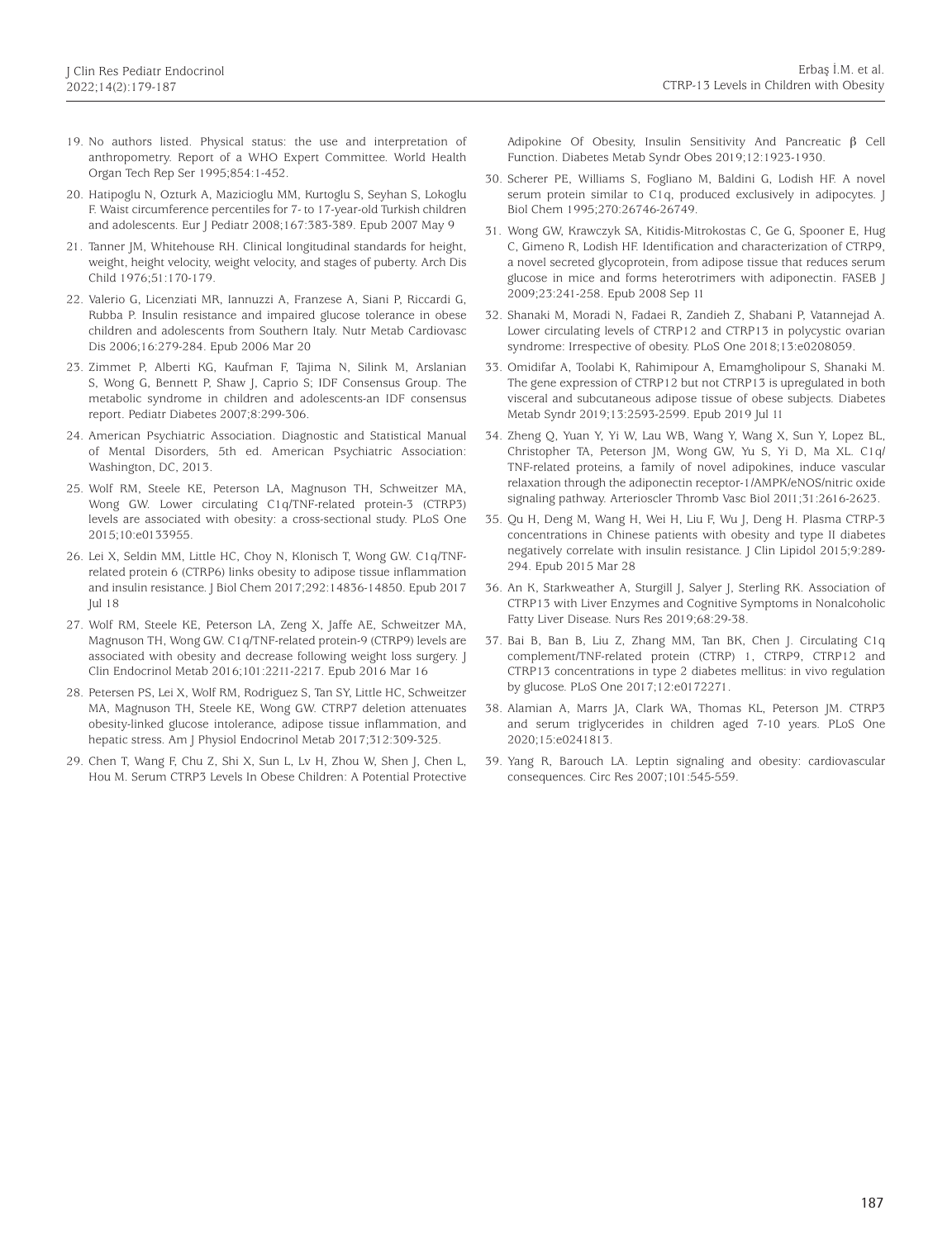19. No authors listed. Physical status: the use and interpretation of anthropometry. Report of a WHO Expert Committee. World Health Organ Tech Rep Ser 1995;854:1-452.

20. Hatipoglu N, Ozturk A, Mazicioglu MM, Kurtoglu S, Seyhan S, Lokoglu F. Waist circumference percentiles for 7- to 17-year-old Turkish children and adolescents. Eur J Pediatr 2008;167:383-389. Epub 2007 May 9

21. Tanner JM, Whitehouse RH. Clinical longitudinal standards for height, weight, height velocity, weight velocity, and stages of puberty. Arch Dis Child 1976;51:170-179.

22. Valerio G, Licenziati MR, Iannuzzi A, Franzese A, Siani P, Riccardi G, Rubba P. Insulin resistance and impaired glucose tolerance in obese children and adolescents from Southern Italy. Nutr Metab Cardiovasc Dis 2006;16:279-284. Epub 2006 Mar 20

23. Zimmet P, Alberti KG, Kaufman F, Tajima N, Silink M, Arslanian S, Wong G, Bennett P, Shaw J, Caprio S; IDF Consensus Group. The metabolic syndrome in children and adolescents-an IDF consensus report. Pediatr Diabetes 2007;8:299-306.

24. American Psychiatric Association. Diagnostic and Statistical Manual of Mental Disorders, 5th ed. American Psychiatric Association: Washington, DC, 2013.

25. Wolf RM, Steele KE, Peterson LA, Magnuson TH, Schweitzer MA, Wong GW. Lower circulating C1q/TNF-related protein-3 (CTRP3) levels are associated with obesity: a cross-sectional study. PLoS One 2015;10:e0133955.

26. Lei X, Seldin MM, Little HC, Choy N, Klonisch T, Wong GW. C1q/TNF-related protein 6 (CTRP6) links obesity to adipose tissue inflammation and insulin resistance. J Biol Chem 2017;292:14836-14850. Epub 2017 Jul 18

27. Wolf RM, Steele KE, Peterson LA, Zeng X, Jaffe AE, Schweitzer MA, Magnuson TH, Wong GW. C1q/TNF-related protein-9 (CTRP9) levels are associated with obesity and decrease following weight loss surgery. J Clin Endocrinol Metab 2016;101:2211-2217. Epub 2016 Mar 16

28. Petersen PS, Lei X, Wolf RM, Rodriguez S, Tan SY, Little HC, Schweitzer MA, Magnuson TH, Steele KE, Wong GW. CTRP7 deletion attenuates obesity-linked glucose intolerance, adipose tissue inflammation, and hepatic stress. Am J Physiol Endocrinol Metab 2017;312:309-325.

29. Chen T, Wang F, Chu Z, Shi X, Sun L, Lv H, Zhou W, Shen J, Chen L, Hou M. Serum CTRP3 Levels In Obese Children: A Potential Protective Adipokine Of Obesity, Insulin Sensitivity And Pancreatic β Cell Function. Diabetes Metab Syndr Obes 2019;12:1923-1930.

30. Scherer PE, Williams S, Fogliano M, Baldini G, Lodish HF. A novel serum protein similar to C1q, produced exclusively in adipocytes. J Biol Chem 1995;270:26746-26749.

31. Wong GW, Krawczyk SA, Kitidis-Mitrokostas C, Ge G, Spooner E, Hug C, Gimeno R, Lodish HF. Identification and characterization of CTRP9, a novel secreted glycoprotein, from adipose tissue that reduces serum glucose in mice and forms heterotrimers with adiponectin. FASEB J 2009;23:241-258. Epub 2008 Sep 11

32. Shanaki M, Moradi N, Fadaei R, Zandieh Z, Shabani P, Vatannejad A. Lower circulating levels of CTRP12 and CTRP13 in polycystic ovarian syndrome: Irrespective of obesity. PLoS One 2018;13:e0208059.

33. Omidifar A, Toolabi K, Rahimipour A, Emamgholipour S, Shanaki M. The gene expression of CTRP12 but not CTRP13 is upregulated in both visceral and subcutaneous adipose tissue of obese subjects. Diabetes Metab Syndr 2019;13:2593-2599. Epub 2019 Jul 11

34. Zheng Q, Yuan Y, Yi W, Lau WB, Wang Y, Wang X, Sun Y, Lopez BL, Christopher TA, Peterson JM, Wong GW, Yu S, Yi D, Ma XL. C1q/TNF-related proteins, a family of novel adipokines, induce vascular relaxation through the adiponectin receptor-1/AMPK/eNOS/nitric oxide signaling pathway. Arterioscler Thromb Vasc Biol 2011;31:2616-2623.

35. Qu H, Deng M, Wang H, Wei H, Liu F, Wu J, Deng H. Plasma CTRP-3 concentrations in Chinese patients with obesity and type II diabetes negatively correlate with insulin resistance. J Clin Lipidol 2015;9:289-294. Epub 2015 Mar 28

36. An K, Starkweather A, Sturgill J, Salyer J, Sterling RK. Association of CTRP13 with Liver Enzymes and Cognitive Symptoms in Nonalcoholic Fatty Liver Disease. Nurs Res 2019;68:29-38.

37. Bai B, Ban B, Liu Z, Zhang MM, Tan BK, Chen J. Circulating C1q complement/TNF-related protein (CTRP) 1, CTRP9, CTRP12 and CTRP13 concentrations in type 2 diabetes mellitus: in vivo regulation by glucose. PLoS One 2017;12:e0172271.

38. Alamian A, Marrs JA, Clark WA, Thomas KL, Peterson JM. CTRP3 and serum triglycerides in children aged 7-10 years. PLoS One 2020;15:e0241813.

39. Yang R, Barouch LA. Leptin signaling and obesity: cardiovascular consequences. Circ Res 2007;101:545-559.